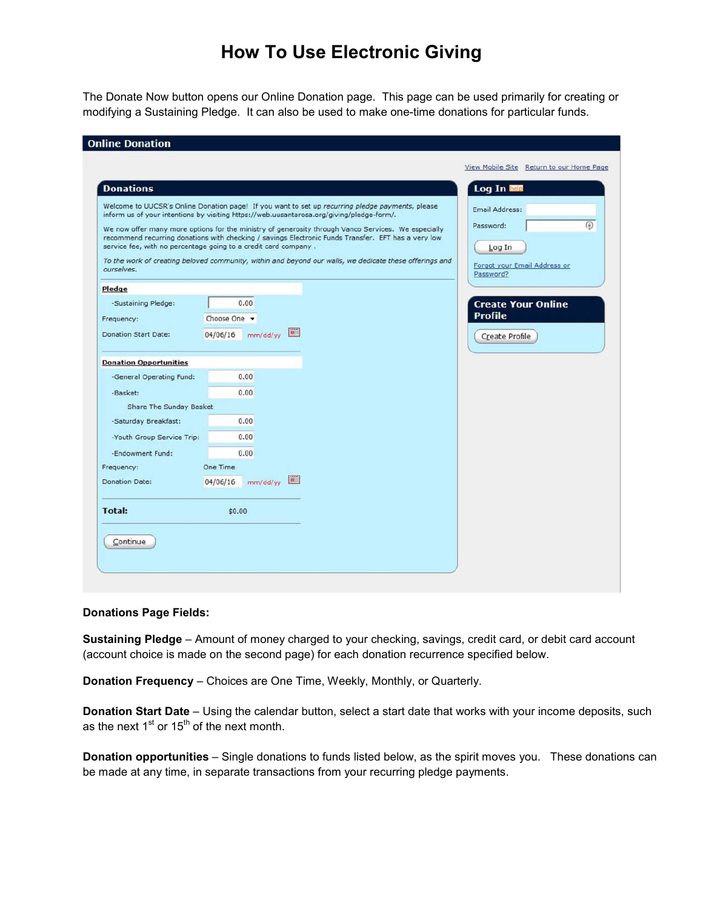# How To Use Electronic Giving

The Donate Now button opens our Online Donation page. This page can be used primarily for creating or modifying a Sustaining Pledge. It can also be used to make one-time donations for particular funds.

**Online Donation**

View Mobile Site   Return to our Home Page

**Donations**

Welcome to UUCSR's Online Donation page! If you want to set up *recurring pledge payments*, please inform us of your intentions by visiting https://web.uusantarosa.org/giving/pledge-form/.

We now offer many more options for the ministry of generosity through Vanco Services. We especially recommend recurring donations with checking / savings Electronic Funds Transfer. EFT has a very low service fee, with no percentage going to a credit card company .

*To the work of creating beloved community, within and beyond our walls, we dedicate these offerings and ourselves.*

**Pledge**

| | | |
|---|---|---|
| -Sustaining Pledge: | 0.00 | |
| Frequency: | Choose One | |
| Donation Start Date: | 04/06/16 | mm/dd/yy |

**Donation Opportunities**

| | | |
|---|---|---|
| -General Operating Fund: | 0.00 | |
| -Basket: | 0.00 | |
| Share The Sunday Basket | | |
| -Saturday Breakfast: | 0.00 | |
| -Youth Group Service Trip: | 0.00 | |
| -Endowment Fund: | 0.00 | |
| Frequency: | One Time | |
| Donation Date: | 04/06/16 | mm/dd/yy |

**Total:** $0.00

Continue

**Log In** help

Email Address:

Password:

Log In

Forgot your Email Address or Password?

**Create Your Online Profile**

Create Profile

**Donations Page Fields:**

**Sustaining Pledge** – Amount of money charged to your checking, savings, credit card, or debit card account (account choice is made on the second page) for each donation recurrence specified below.

**Donation Frequency** – Choices are One Time, Weekly, Monthly, or Quarterly.

**Donation Start Date** – Using the calendar button, select a start date that works with your income deposits, such as the next 1st or 15th of the next month.

**Donation opportunities** – Single donations to funds listed below, as the spirit moves you. These donations can be made at any time, in separate transactions from your recurring pledge payments.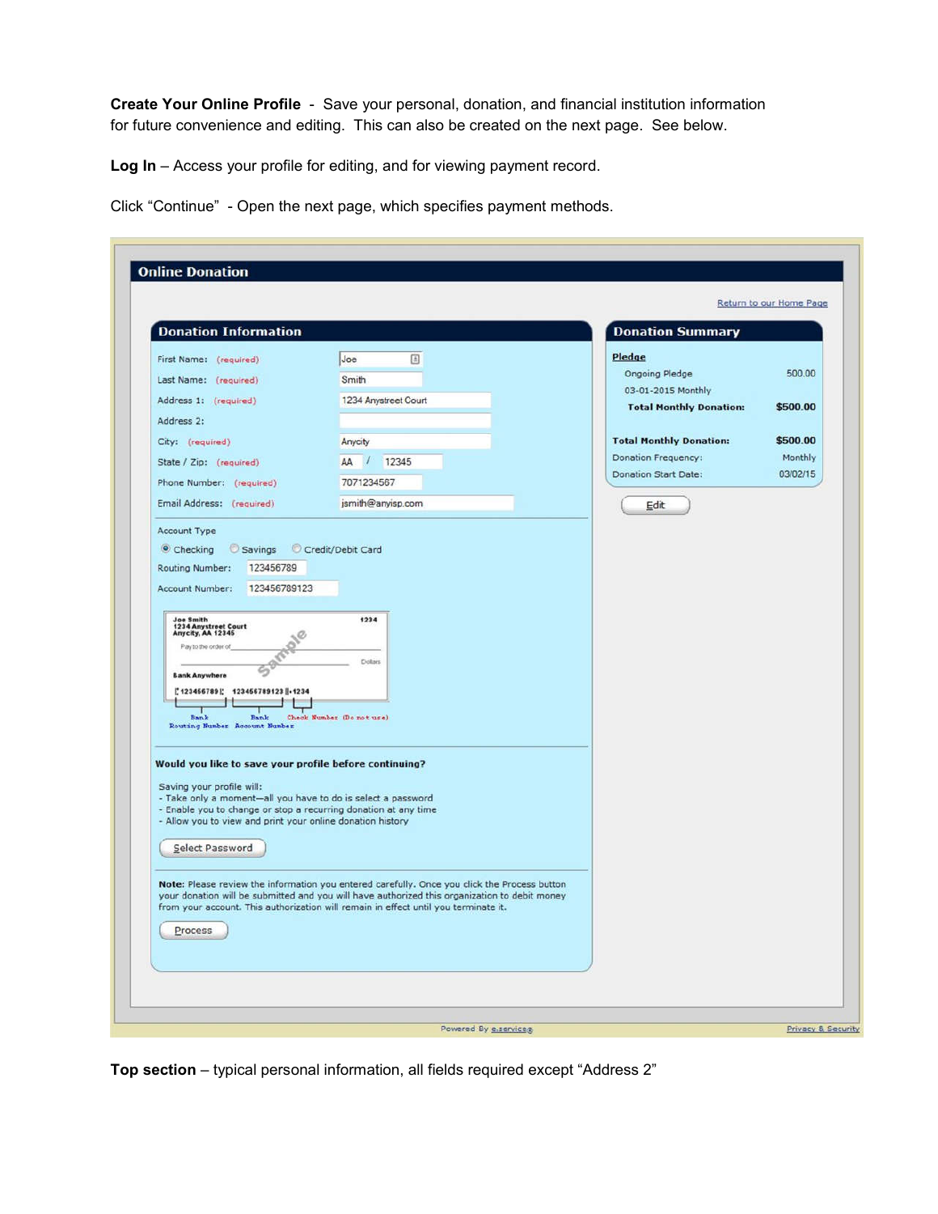**Create Your Online Profile** - Save your personal, donation, and financial institution information for future convenience and editing. This can also be created on the next page. See below.

**Log In** – Access your profile for editing, and for viewing payment record.

Click "Continue" - Open the next page, which specifies payment methods.

## Online Donation

Return to our Home Page

### Donation Information

| | |
|---|---|
| First Name: (required) | Joe |
| Last Name: (required) | Smith |
| Address 1: (required) | 1234 Anystreet Court |
| Address 2: | |
| City: (required) | Anycity |
| State / Zip: (required) | AA / 12345 |
| Phone Number: (required) | 7071234567 |
| Email Address: (required) | jsmith@anyisp.com |

Account Type

◉ Checking ○ Savings ○ Credit/Debit Card

Routing Number: 123456789

Account Number: 123456789123

Joe Smith
1234 Anystreet Court
Anycity, AA 12345 — 1234

Pay to the order of — Dollars

Sample

Bank Anywhere

⑆123456789⑆ 123456789123⑈1234

Bank Routing Number — Bank Account Number — Check Number (Do not use)

**Would you like to save your profile before continuing?**

Saving your profile will:
- Take only a moment—all you have to do is select a password
- Enable you to change or stop a recurring donation at any time
- Allow you to view and print your online donation history

Select Password

**Note:** Please review the information you entered carefully. Once you click the Process button your donation will be submitted and you will have authorized this organization to debit money from your account. This authorization will remain in effect until you terminate it.

Process

### Donation Summary

**Pledge**

| | |
|---|---|
| Ongoing Pledge | 500.00 |
| 03-01-2015 Monthly | |
| **Total Monthly Donation:** | **$500.00** |
| **Total Monthly Donation:** | **$500.00** |
| Donation Frequency: | Monthly |
| Donation Start Date: | 03/02/15 |

Edit

Powered By e.service® — Privacy & Security

**Top section** – typical personal information, all fields required except "Address 2"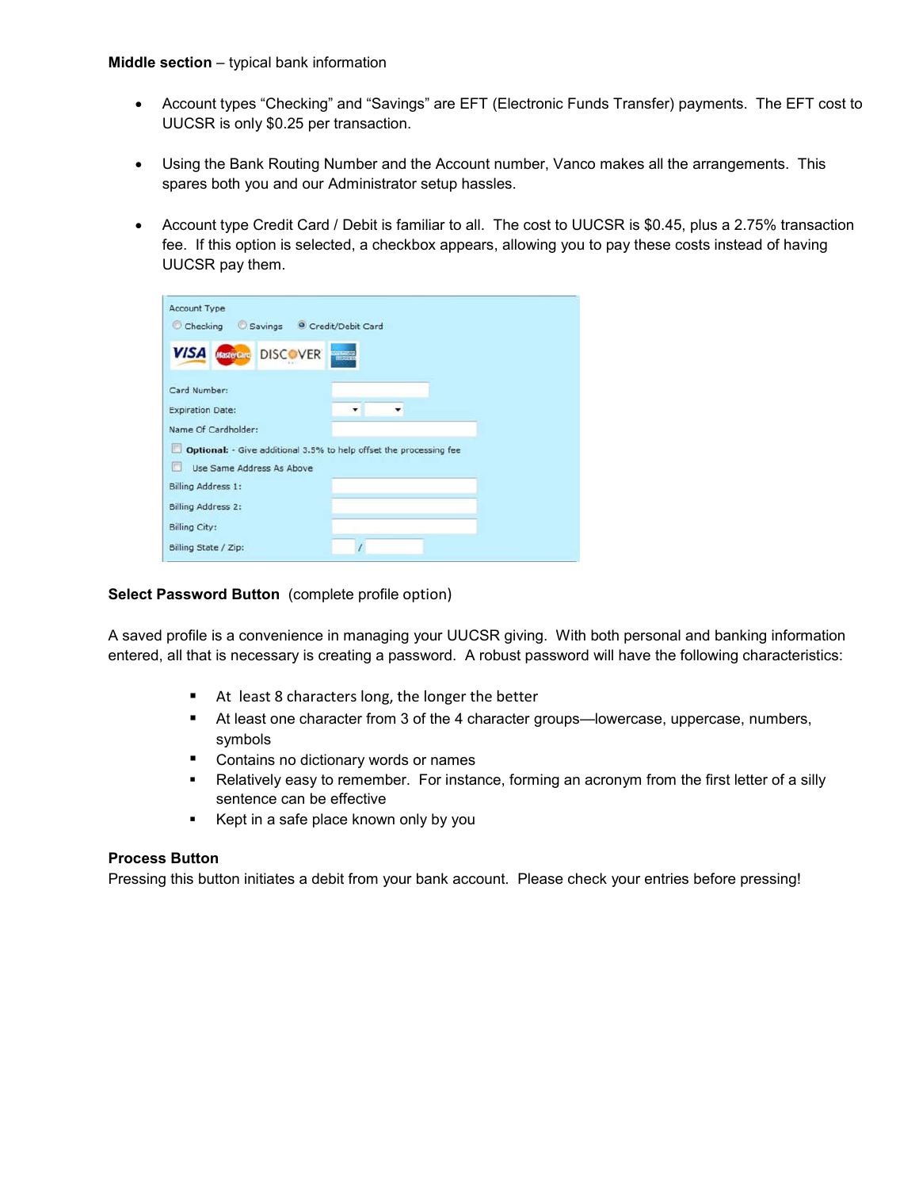**Middle section** – typical bank information

- Account types “Checking” and “Savings” are EFT (Electronic Funds Transfer) payments. The EFT cost to UUCSR is only $0.25 per transaction.
- Using the Bank Routing Number and the Account number, Vanco makes all the arrangements. This spares both you and our Administrator setup hassles.
- Account type Credit Card / Debit is familiar to all. The cost to UUCSR is $0.45, plus a 2.75% transaction fee. If this option is selected, a checkbox appears, allowing you to pay these costs instead of having UUCSR pay them.

Account Type

Checking Savings Credit/Debit Card

VISA MasterCard DISCOVER

Card Number:

Expiration Date:

Name Of Cardholder:

**Optional:** - Give additional 3.5% to help offset the processing fee

Use Same Address As Above

Billing Address 1:

Billing Address 2:

Billing City:

Billing State / Zip: /

**Select Password Button** (complete profile option)

A saved profile is a convenience in managing your UUCSR giving. With both personal and banking information entered, all that is necessary is creating a password. A robust password will have the following characteristics:

- At least 8 characters long, the longer the better
- At least one character from 3 of the 4 character groups—lowercase, uppercase, numbers, symbols
- Contains no dictionary words or names
- Relatively easy to remember. For instance, forming an acronym from the first letter of a silly sentence can be effective
- Kept in a safe place known only by you

**Process Button**

Pressing this button initiates a debit from your bank account. Please check your entries before pressing!